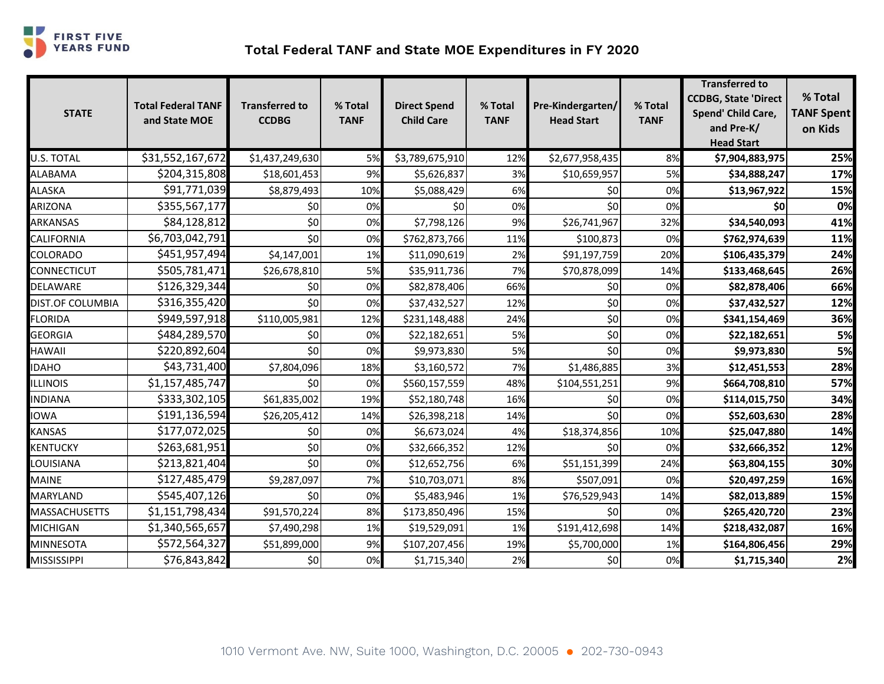FIRST FIVE YEARS FUND

# Total Federal TANF and State MOE Expenditures in FY 2020

| STATE | Total Federal TANF and State MOE | Transferred to CCDBG | % Total TANF | Direct Spend Child Care | % Total TANF | Pre-Kindergarten/ Head Start | % Total TANF | Transferred to CCDBG, State 'Direct Spend' Child Care, and Pre-K/ Head Start | % Total TANF Spent on Kids |
|---|---|---|---|---|---|---|---|---|---|
| U.S. TOTAL | $31,552,167,672 | $1,437,249,630 | 5% | $3,789,675,910 | 12% | $2,677,958,435 | 8% | **$7,904,883,975** | **25%** |
| ALABAMA | $204,315,808 | $18,601,453 | 9% | $5,626,837 | 3% | $10,659,957 | 5% | **$34,888,247** | **17%** |
| ALASKA | $91,771,039 | $8,879,493 | 10% | $5,088,429 | 6% | $0 | 0% | **$13,967,922** | **15%** |
| ARIZONA | $355,567,177 | $0 | 0% | $0 | 0% | $0 | 0% | **$0** | **0%** |
| ARKANSAS | $84,128,812 | $0 | 0% | $7,798,126 | 9% | $26,741,967 | 32% | **$34,540,093** | **41%** |
| CALIFORNIA | $6,703,042,791 | $0 | 0% | $762,873,766 | 11% | $100,873 | 0% | **$762,974,639** | **11%** |
| COLORADO | $451,957,494 | $4,147,001 | 1% | $11,090,619 | 2% | $91,197,759 | 20% | **$106,435,379** | **24%** |
| CONNECTICUT | $505,781,471 | $26,678,810 | 5% | $35,911,736 | 7% | $70,878,099 | 14% | **$133,468,645** | **26%** |
| DELAWARE | $126,329,344 | $0 | 0% | $82,878,406 | 66% | $0 | 0% | **$82,878,406** | **66%** |
| DIST.OF COLUMBIA | $316,355,420 | $0 | 0% | $37,432,527 | 12% | $0 | 0% | **$37,432,527** | **12%** |
| FLORIDA | $949,597,918 | $110,005,981 | 12% | $231,148,488 | 24% | $0 | 0% | **$341,154,469** | **36%** |
| GEORGIA | $484,289,570 | $0 | 0% | $22,182,651 | 5% | $0 | 0% | **$22,182,651** | **5%** |
| HAWAII | $220,892,604 | $0 | 0% | $9,973,830 | 5% | $0 | 0% | **$9,973,830** | **5%** |
| IDAHO | $43,731,400 | $7,804,096 | 18% | $3,160,572 | 7% | $1,486,885 | 3% | **$12,451,553** | **28%** |
| ILLINOIS | $1,157,485,747 | $0 | 0% | $560,157,559 | 48% | $104,551,251 | 9% | **$664,708,810** | **57%** |
| INDIANA | $333,302,105 | $61,835,002 | 19% | $52,180,748 | 16% | $0 | 0% | **$114,015,750** | **34%** |
| IOWA | $191,136,594 | $26,205,412 | 14% | $26,398,218 | 14% | $0 | 0% | **$52,603,630** | **28%** |
| KANSAS | $177,072,025 | $0 | 0% | $6,673,024 | 4% | $18,374,856 | 10% | **$25,047,880** | **14%** |
| KENTUCKY | $263,681,951 | $0 | 0% | $32,666,352 | 12% | $0 | 0% | **$32,666,352** | **12%** |
| LOUISIANA | $213,821,404 | $0 | 0% | $12,652,756 | 6% | $51,151,399 | 24% | **$63,804,155** | **30%** |
| MAINE | $127,485,479 | $9,287,097 | 7% | $10,703,071 | 8% | $507,091 | 0% | **$20,497,259** | **16%** |
| MARYLAND | $545,407,126 | $0 | 0% | $5,483,946 | 1% | $76,529,943 | 14% | **$82,013,889** | **15%** |
| MASSACHUSETTS | $1,151,798,434 | $91,570,224 | 8% | $173,850,496 | 15% | $0 | 0% | **$265,420,720** | **23%** |
| MICHIGAN | $1,340,565,657 | $7,490,298 | 1% | $19,529,091 | 1% | $191,412,698 | 14% | **$218,432,087** | **16%** |
| MINNESOTA | $572,564,327 | $51,899,000 | 9% | $107,207,456 | 19% | $5,700,000 | 1% | **$164,806,456** | **29%** |
| MISSISSIPPI | $76,843,842 | $0 | 0% | $1,715,340 | 2% | $0 | 0% | **$1,715,340** | **2%** |

1010 Vermont Ave. NW, Suite 1000, Washington, D.C. 20005 • 202-730-0943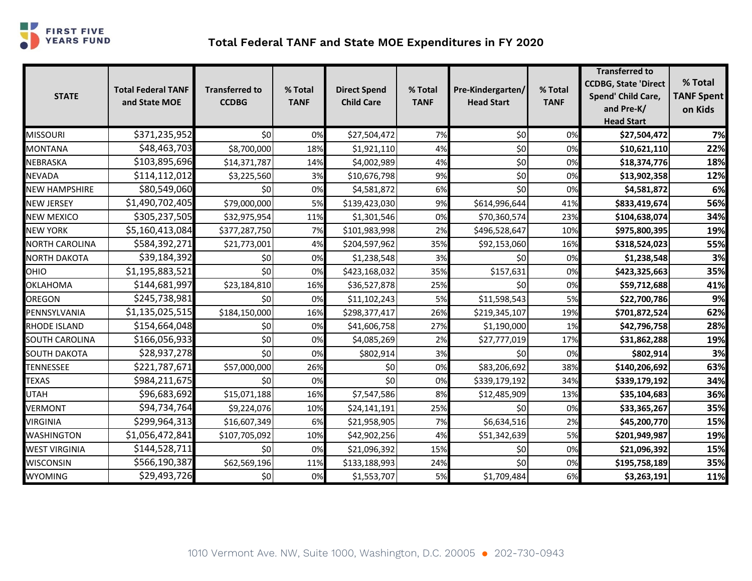# Total Federal TANF and State MOE Expenditures in FY 2020

| STATE | Total Federal TANF and State MOE | Transferred to CCDBG | % Total TANF | Direct Spend Child Care | % Total TANF | Pre-Kindergarten/ Head Start | % Total TANF | Transferred to CCDBG, State 'Direct Spend' Child Care, and Pre-K/ Head Start | % Total TANF Spent on Kids |
|---|---|---|---|---|---|---|---|---|---|
| MISSOURI | $371,235,952 | $0 | 0% | $27,504,472 | 7% | $0 | 0% | **$27,504,472** | **7%** |
| MONTANA | $48,463,703 | $8,700,000 | 18% | $1,921,110 | 4% | $0 | 0% | **$10,621,110** | **22%** |
| NEBRASKA | $103,895,696 | $14,371,787 | 14% | $4,002,989 | 4% | $0 | 0% | **$18,374,776** | **18%** |
| NEVADA | $114,112,012 | $3,225,560 | 3% | $10,676,798 | 9% | $0 | 0% | **$13,902,358** | **12%** |
| NEW HAMPSHIRE | $80,549,060 | $0 | 0% | $4,581,872 | 6% | $0 | 0% | **$4,581,872** | **6%** |
| NEW JERSEY | $1,490,702,405 | $79,000,000 | 5% | $139,423,030 | 9% | $614,996,644 | 41% | **$833,419,674** | **56%** |
| NEW MEXICO | $305,237,505 | $32,975,954 | 11% | $1,301,546 | 0% | $70,360,574 | 23% | **$104,638,074** | **34%** |
| NEW YORK | $5,160,413,084 | $377,287,750 | 7% | $101,983,998 | 2% | $496,528,647 | 10% | **$975,800,395** | **19%** |
| NORTH CAROLINA | $584,392,271 | $21,773,001 | 4% | $204,597,962 | 35% | $92,153,060 | 16% | **$318,524,023** | **55%** |
| NORTH DAKOTA | $39,184,392 | $0 | 0% | $1,238,548 | 3% | $0 | 0% | **$1,238,548** | **3%** |
| OHIO | $1,195,883,521 | $0 | 0% | $423,168,032 | 35% | $157,631 | 0% | **$423,325,663** | **35%** |
| OKLAHOMA | $144,681,997 | $23,184,810 | 16% | $36,527,878 | 25% | $0 | 0% | **$59,712,688** | **41%** |
| OREGON | $245,738,981 | $0 | 0% | $11,102,243 | 5% | $11,598,543 | 5% | **$22,700,786** | **9%** |
| PENNSYLVANIA | $1,135,025,515 | $184,150,000 | 16% | $298,377,417 | 26% | $219,345,107 | 19% | **$701,872,524** | **62%** |
| RHODE ISLAND | $154,664,048 | $0 | 0% | $41,606,758 | 27% | $1,190,000 | 1% | **$42,796,758** | **28%** |
| SOUTH CAROLINA | $166,056,933 | $0 | 0% | $4,085,269 | 2% | $27,777,019 | 17% | **$31,862,288** | **19%** |
| SOUTH DAKOTA | $28,937,278 | $0 | 0% | $802,914 | 3% | $0 | 0% | **$802,914** | **3%** |
| TENNESSEE | $221,787,671 | $57,000,000 | 26% | $0 | 0% | $83,206,692 | 38% | **$140,206,692** | **63%** |
| TEXAS | $984,211,675 | $0 | 0% | $0 | 0% | $339,179,192 | 34% | **$339,179,192** | **34%** |
| UTAH | $96,683,692 | $15,071,188 | 16% | $7,547,586 | 8% | $12,485,909 | 13% | **$35,104,683** | **36%** |
| VERMONT | $94,734,764 | $9,224,076 | 10% | $24,141,191 | 25% | $0 | 0% | **$33,365,267** | **35%** |
| VIRGINIA | $299,964,313 | $16,607,349 | 6% | $21,958,905 | 7% | $6,634,516 | 2% | **$45,200,770** | **15%** |
| WASHINGTON | $1,056,472,841 | $107,705,092 | 10% | $42,902,256 | 4% | $51,342,639 | 5% | **$201,949,987** | **19%** |
| WEST VIRGINIA | $144,528,711 | $0 | 0% | $21,096,392 | 15% | $0 | 0% | **$21,096,392** | **15%** |
| WISCONSIN | $566,190,387 | $62,569,196 | 11% | $133,188,993 | 24% | $0 | 0% | **$195,758,189** | **35%** |
| WYOMING | $29,493,726 | $0 | 0% | $1,553,707 | 5% | $1,709,484 | 6% | **$3,263,191** | **11%** |